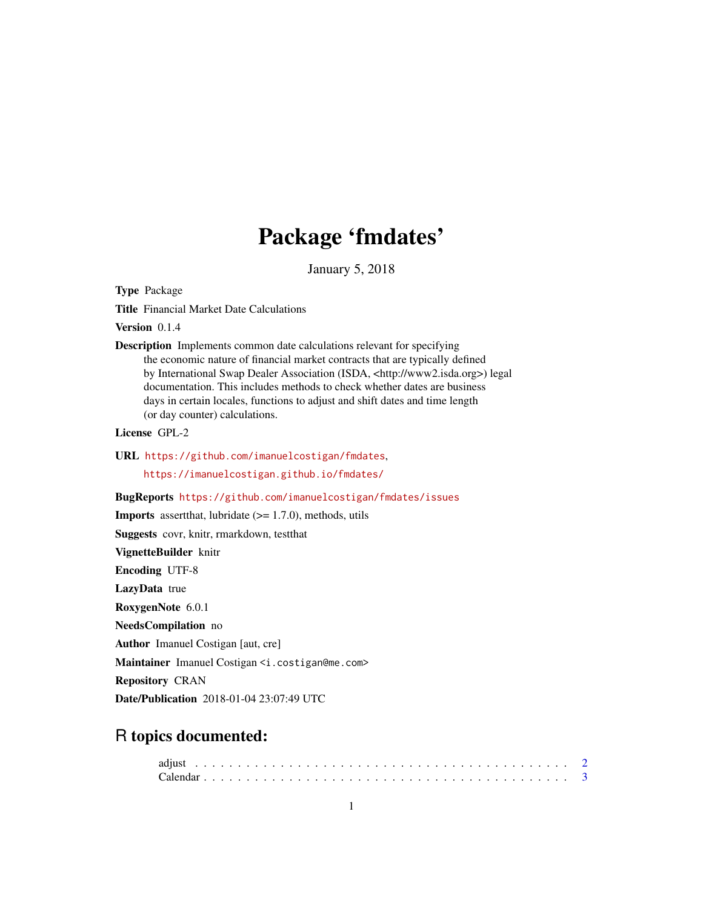# Package 'fmdates'

January 5, 2018

**Type** Package

**Title** Financial Market Date Calculations

**Version** 0.1.4

**Description** Implements common date calculations relevant for specifying the economic nature of financial market contracts that are typically defined by International Swap Dealer Association (ISDA, <http://www2.isda.org>) legal documentation. This includes methods to check whether dates are business days in certain locales, functions to adjust and shift dates and time length (or day counter) calculations.

**License** GPL-2

**URL** https://github.com/imanuelcostigan/fmdates, https://imanuelcostigan.github.io/fmdates/

**BugReports** https://github.com/imanuelcostigan/fmdates/issues

**Imports** assertthat, lubridate (>= 1.7.0), methods, utils

**Suggests** covr, knitr, rmarkdown, testthat

**VignetteBuilder** knitr

**Encoding** UTF-8

**LazyData** true

**RoxygenNote** 6.0.1

**NeedsCompilation** no

**Author** Imanuel Costigan [aut, cre]

**Maintainer** Imanuel Costigan <i.costigan@me.com>

**Repository** CRAN

**Date/Publication** 2018-01-04 23:07:49 UTC

## R topics documented:

adjust . . . . . . . . . . . . . . . . . . . . . . . . . . . . . . . . . . . . . . . . . 2
Calendar . . . . . . . . . . . . . . . . . . . . . . . . . . . . . . . . . . . . . . . . 3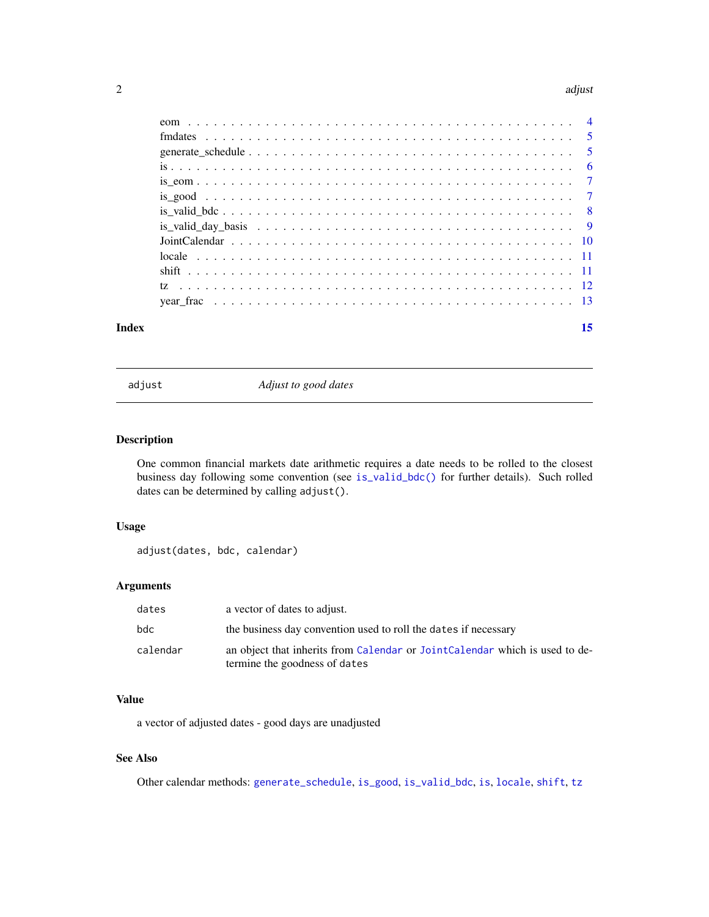| | |
|---|---|
| eom | 4 |
| fmdates | 5 |
| generate_schedule | 5 |
| is | 6 |
| is_eom | 7 |
| is_good | 7 |
| is_valid_bdc | 8 |
| is_valid_day_basis | 9 |
| JointCalendar | 10 |
| locale | 11 |
| shift | 11 |
| tz | 12 |
| year_frac | 13 |

**Index** **15**

---

`adjust` *Adjust to good dates*

---

## Description

One common financial markets date arithmetic requires a date needs to be rolled to the closest business day following some convention (see `is_valid_bdc()` for further details). Such rolled dates can be determined by calling `adjust()`.

## Usage

```
adjust(dates, bdc, calendar)
```

## Arguments

| | |
|---|---|
| `dates` | a vector of dates to adjust. |
| `bdc` | the business day convention used to roll the `dates` if necessary |
| `calendar` | an object that inherits from `Calendar` or `JointCalendar` which is used to determine the goodness of `dates` |

## Value

a vector of adjusted dates - good days are unadjusted

## See Also

Other calendar methods: `generate_schedule`, `is_good`, `is_valid_bdc`, `is`, `locale`, `shift`, `tz`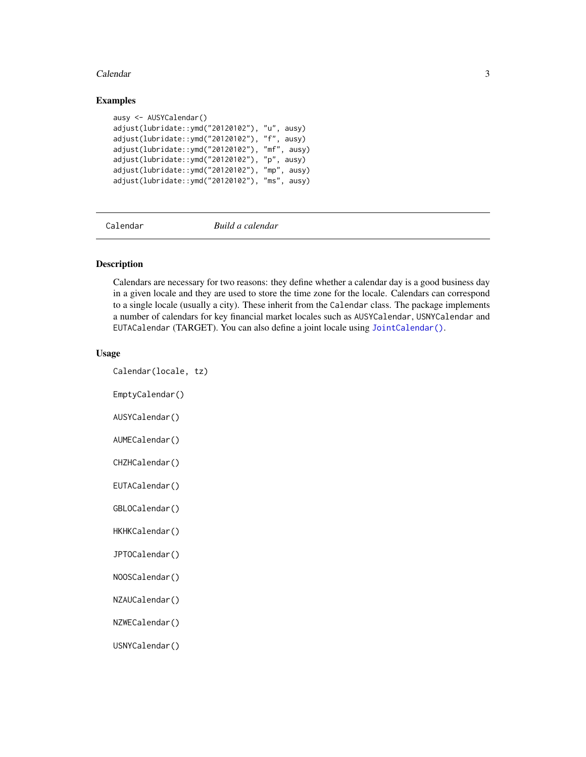## Examples

```
ausy <- AUSYCalendar()
adjust(lubridate::ymd("20120102"), "u", ausy)
adjust(lubridate::ymd("20120102"), "f", ausy)
adjust(lubridate::ymd("20120102"), "mf", ausy)
adjust(lubridate::ymd("20120102"), "p", ausy)
adjust(lubridate::ymd("20120102"), "mp", ausy)
adjust(lubridate::ymd("20120102"), "ms", ausy)
```

---

`Calendar` *Build a calendar*

---

## Description

Calendars are necessary for two reasons: they define whether a calendar day is a good business day in a given locale and they are used to store the time zone for the locale. Calendars can correspond to a single locale (usually a city). These inherit from the `Calendar` class. The package implements a number of calendars for key financial market locales such as `AUSYCalendar`, `USNYCalendar` and `EUTACalendar` (TARGET). You can also define a joint locale using `JointCalendar()`.

## Usage

```
Calendar(locale, tz)

EmptyCalendar()

AUSYCalendar()

AUMECalendar()

CHZHCalendar()

EUTACalendar()

GBLOCalendar()

HKHKCalendar()

JPTOCalendar()

NOOSCalendar()

NZAUCalendar()

NZWECalendar()

USNYCalendar()
```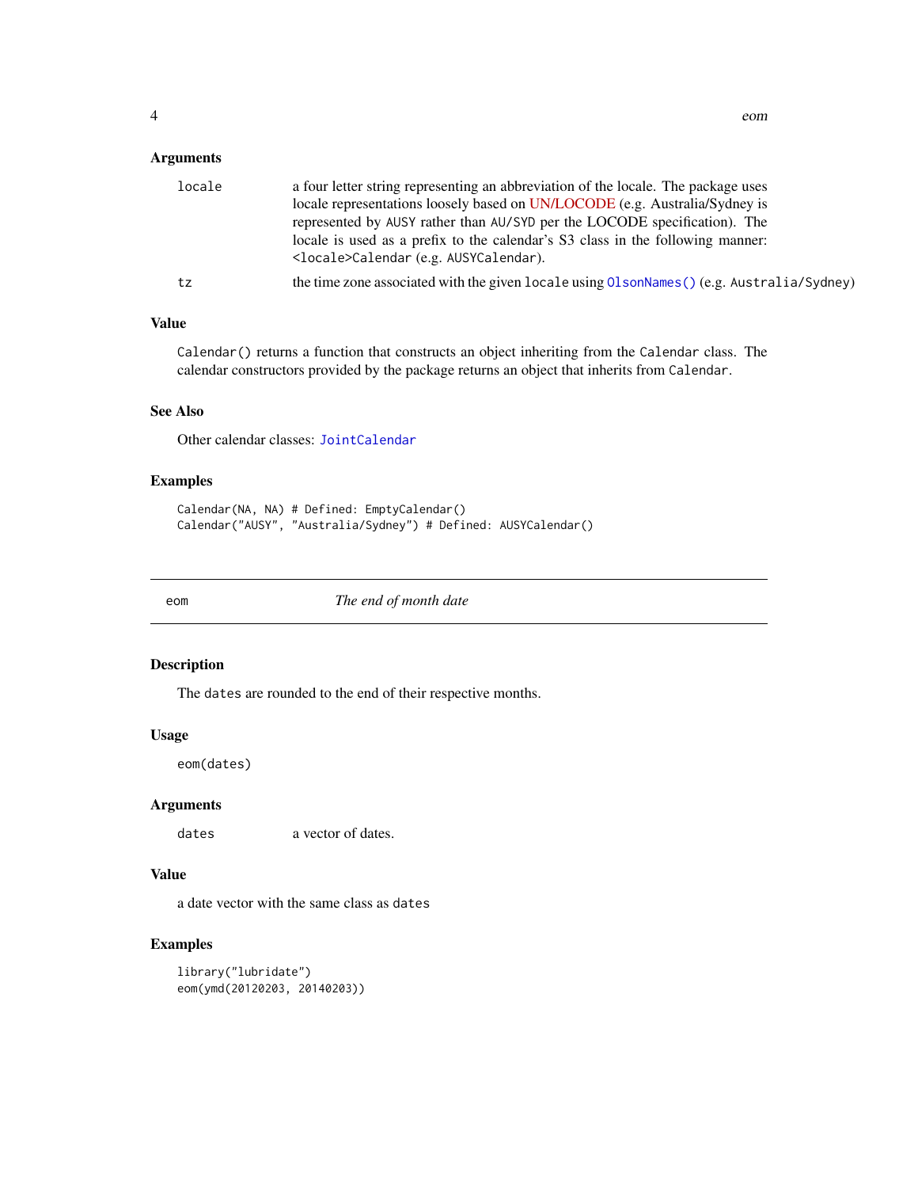### Arguments

| | |
|---|---|
| `locale` | a four letter string representing an abbreviation of the locale. The package uses locale representations loosely based on UN/LOCODE (e.g. Australia/Sydney is represented by `AUSY` rather than `AU/SYD` per the LOCODE specification). The locale is used as a prefix to the calendar's S3 class in the following manner: `<locale>Calendar` (e.g. `AUSYCalendar`). |
| `tz` | the time zone associated with the given `locale` using `OlsonNames()` (e.g. `Australia/Sydney`) |

### Value

`Calendar()` returns a function that constructs an object inheriting from the `Calendar` class. The calendar constructors provided by the package returns an object that inherits from `Calendar`.

### See Also

Other calendar classes: `JointCalendar`

### Examples

```
Calendar(NA, NA) # Defined: EmptyCalendar()
Calendar("AUSY", "Australia/Sydney") # Defined: AUSYCalendar()
```

---

## eom — *The end of month date*

### Description

The `dates` are rounded to the end of their respective months.

### Usage

```
eom(dates)
```

### Arguments

| | |
|---|---|
| `dates` | a vector of dates. |

### Value

a date vector with the same class as `dates`

### Examples

```
library("lubridate")
eom(ymd(20120203, 20140203))
```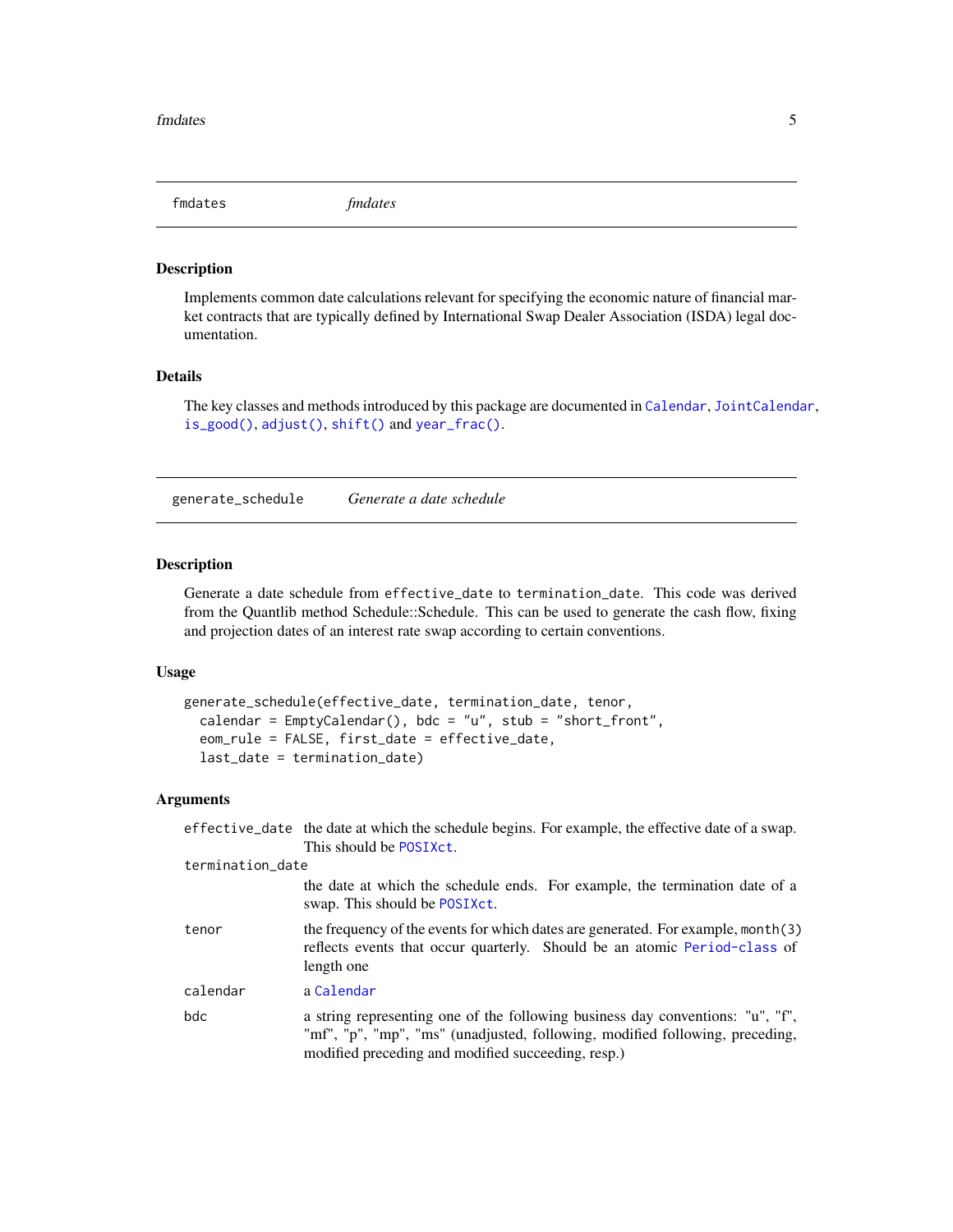## fmdates — *fmdates*

### Description

Implements common date calculations relevant for specifying the economic nature of financial market contracts that are typically defined by International Swap Dealer Association (ISDA) legal documentation.

### Details

The key classes and methods introduced by this package are documented in `Calendar`, `JointCalendar`, `is_good()`, `adjust()`, `shift()` and `year_frac()`.

## generate_schedule — *Generate a date schedule*

### Description

Generate a date schedule from `effective_date` to `termination_date`. This code was derived from the Quantlib method Schedule::Schedule. This can be used to generate the cash flow, fixing and projection dates of an interest rate swap according to certain conventions.

### Usage

```
generate_schedule(effective_date, termination_date, tenor,
  calendar = EmptyCalendar(), bdc = "u", stub = "short_front",
  eom_rule = FALSE, first_date = effective_date,
  last_date = termination_date)
```

### Arguments

| Argument | Description |
|---|---|
| `effective_date` | the date at which the schedule begins. For example, the effective date of a swap. This should be `POSIXct`. |
| `termination_date` | the date at which the schedule ends. For example, the termination date of a swap. This should be `POSIXct`. |
| `tenor` | the frequency of the events for which dates are generated. For example, `month(3)` reflects events that occur quarterly. Should be an atomic `Period-class` of length one |
| `calendar` | a `Calendar` |
| `bdc` | a string representing one of the following business day conventions: "u", "f", "mf", "p", "mp", "ms" (unadjusted, following, modified following, preceding, modified preceding and modified succeeding, resp.) |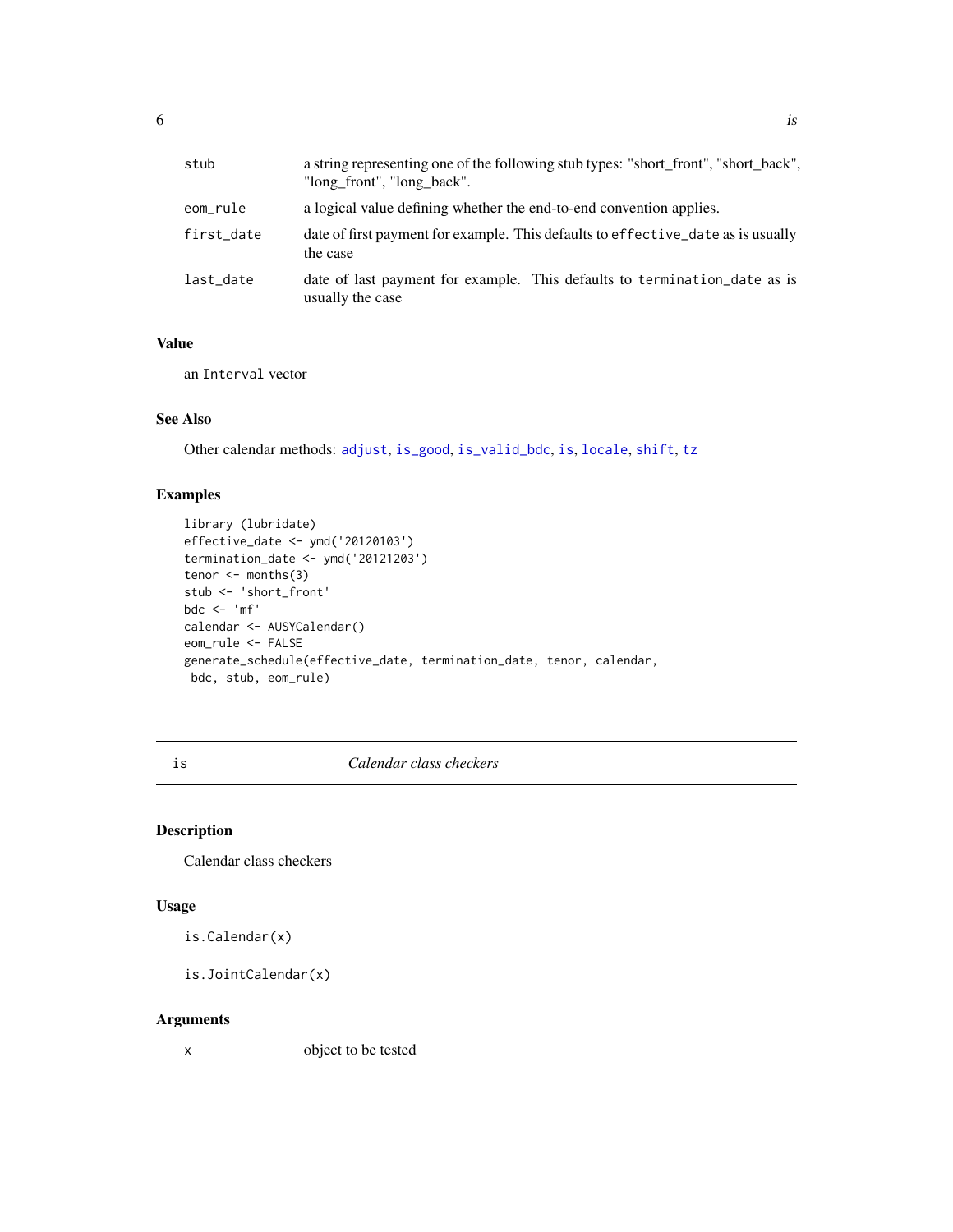| | |
|---|---|
| stub | a string representing one of the following stub types: "short_front", "short_back", "long_front", "long_back". |
| eom_rule | a logical value defining whether the end-to-end convention applies. |
| first_date | date of first payment for example. This defaults to `effective_date` as is usually the case |
| last_date | date of last payment for example. This defaults to `termination_date` as is usually the case |

### Value

an `Interval` vector

### See Also

Other calendar methods: `adjust`, `is_good`, `is_valid_bdc`, `is`, `locale`, `shift`, `tz`

### Examples

```
library (lubridate)
effective_date <- ymd('20120103')
termination_date <- ymd('20121203')
tenor <- months(3)
stub <- 'short_front'
bdc <- 'mf'
calendar <- AUSYCalendar()
eom_rule <- FALSE
generate_schedule(effective_date, termination_date, tenor, calendar,
 bdc, stub, eom_rule)
```

---

## is *Calendar class checkers*

### Description

Calendar class checkers

### Usage

```
is.Calendar(x)

is.JointCalendar(x)
```

### Arguments

| | |
|---|---|
| x | object to be tested |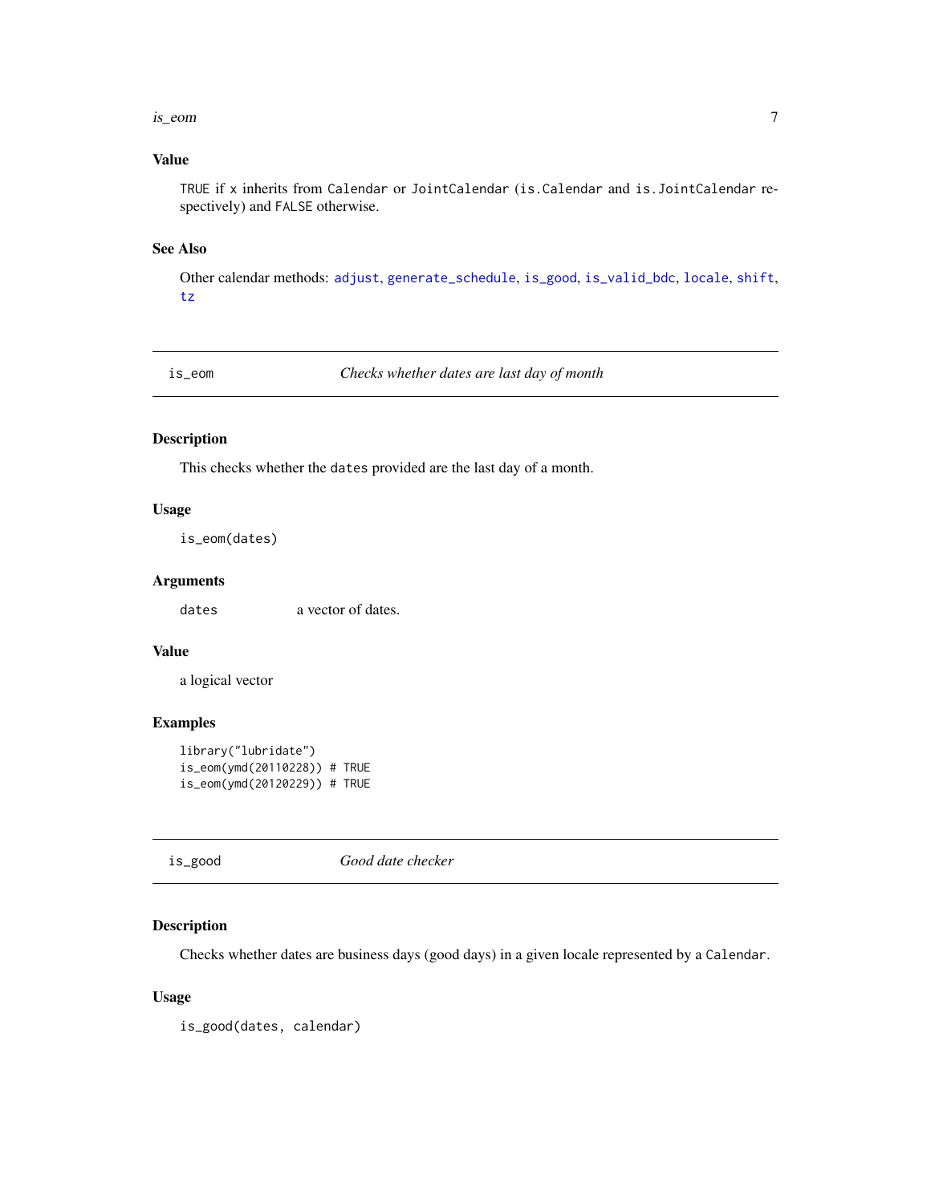### Value

TRUE if x inherits from Calendar or JointCalendar (is.Calendar and is.JointCalendar respectively) and FALSE otherwise.

### See Also

Other calendar methods: adjust, generate_schedule, is_good, is_valid_bdc, locale, shift, tz

## is_eom — *Checks whether dates are last day of month*

### Description

This checks whether the dates provided are the last day of a month.

### Usage

```
is_eom(dates)
```

### Arguments

| | |
|---|---|
| dates | a vector of dates. |

### Value

a logical vector

### Examples

```
library("lubridate")
is_eom(ymd(20110228)) # TRUE
is_eom(ymd(20120229)) # TRUE
```

## is_good — *Good date checker*

### Description

Checks whether dates are business days (good days) in a given locale represented by a Calendar.

### Usage

```
is_good(dates, calendar)
```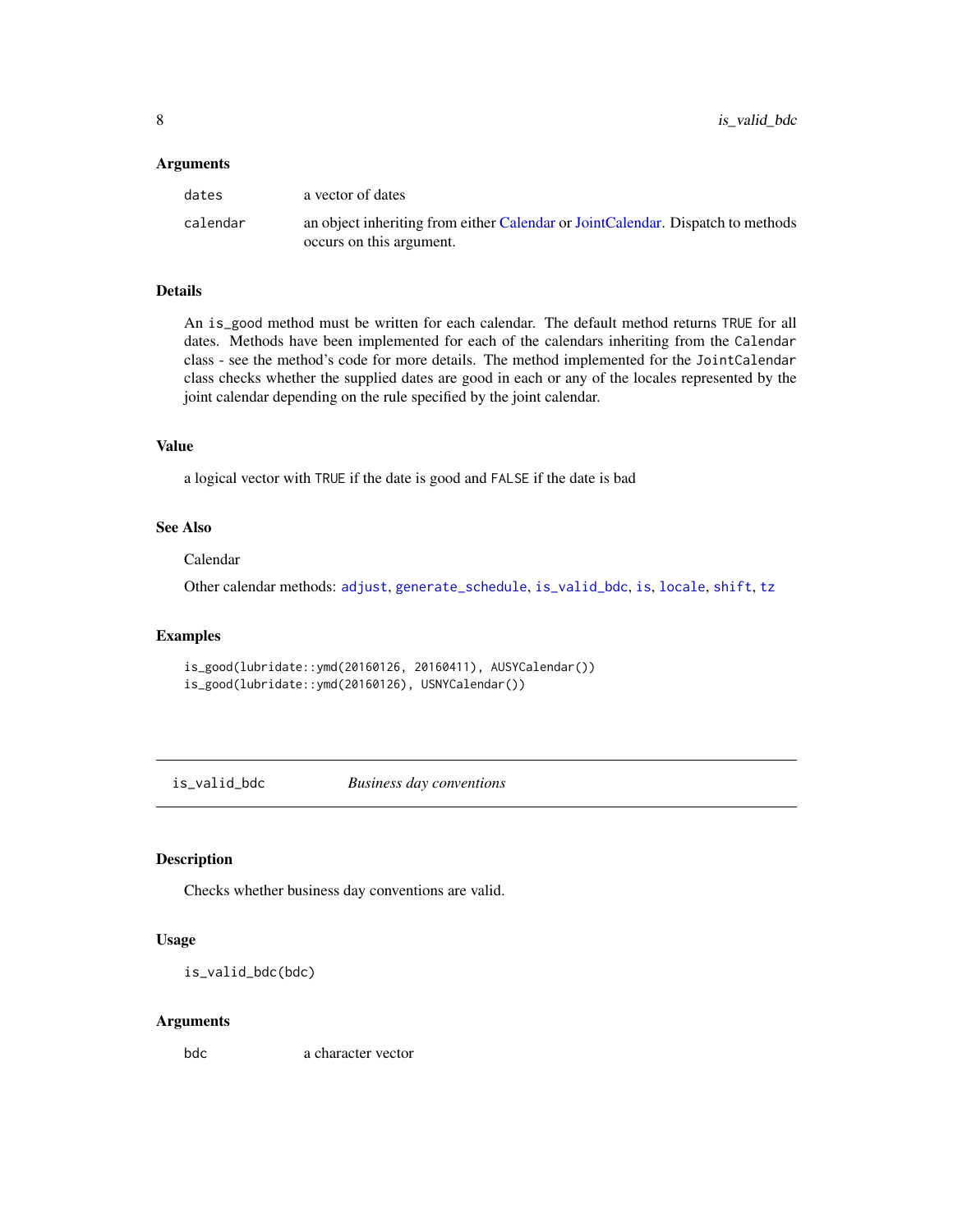### Arguments

| | |
|---|---|
| `dates` | a vector of dates |
| `calendar` | an object inheriting from either Calendar or JointCalendar. Dispatch to methods occurs on this argument. |

### Details

An `is_good` method must be written for each calendar. The default method returns `TRUE` for all dates. Methods have been implemented for each of the calendars inheriting from the `Calendar` class - see the method's code for more details. The method implemented for the `JointCalendar` class checks whether the supplied dates are good in each or any of the locales represented by the joint calendar depending on the rule specified by the joint calendar.

### Value

a logical vector with `TRUE` if the date is good and `FALSE` if the date is bad

### See Also

Calendar

Other calendar methods: `adjust`, `generate_schedule`, `is_valid_bdc`, `is`, `locale`, `shift`, `tz`

### Examples

```
is_good(lubridate::ymd(20160126, 20160411), AUSYCalendar())
is_good(lubridate::ymd(20160126), USNYCalendar())
```

## `is_valid_bdc` *Business day conventions*

### Description

Checks whether business day conventions are valid.

### Usage

```
is_valid_bdc(bdc)
```

### Arguments

| | |
|---|---|
| `bdc` | a character vector |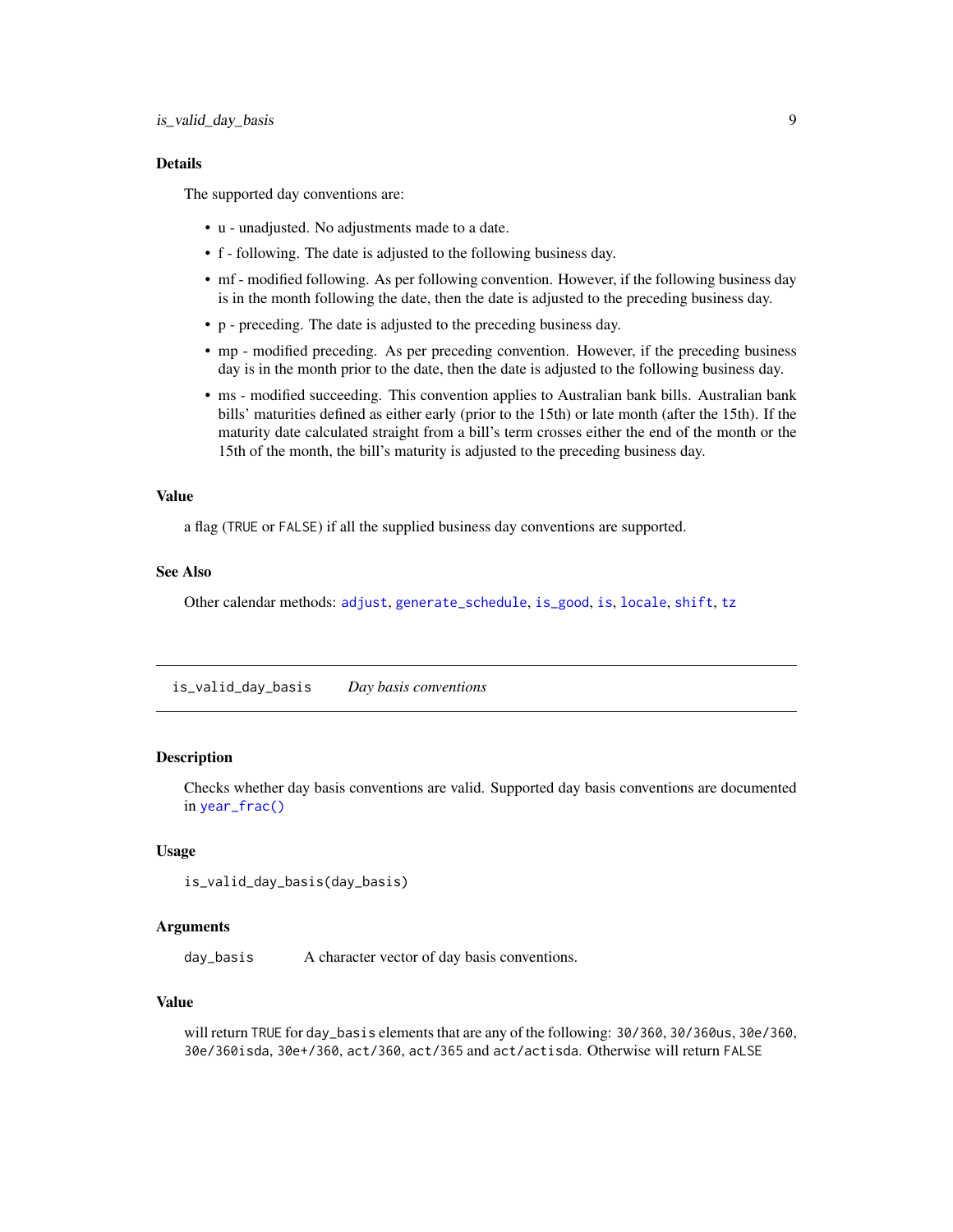### Details

The supported day conventions are:

- u - unadjusted. No adjustments made to a date.
- f - following. The date is adjusted to the following business day.
- mf - modified following. As per following convention. However, if the following business day is in the month following the date, then the date is adjusted to the preceding business day.
- p - preceding. The date is adjusted to the preceding business day.
- mp - modified preceding. As per preceding convention. However, if the preceding business day is in the month prior to the date, then the date is adjusted to the following business day.
- ms - modified succeeding. This convention applies to Australian bank bills. Australian bank bills' maturities defined as either early (prior to the 15th) or late month (after the 15th). If the maturity date calculated straight from a bill's term crosses either the end of the month or the 15th of the month, the bill's maturity is adjusted to the preceding business day.

### Value

a flag (`TRUE` or `FALSE`) if all the supplied business day conventions are supported.

### See Also

Other calendar methods: `adjust`, `generate_schedule`, `is_good`, `is`, `locale`, `shift`, `tz`

---

## is_valid_day_basis    *Day basis conventions*

### Description

Checks whether day basis conventions are valid. Supported day basis conventions are documented in `year_frac()`

### Usage

```
is_valid_day_basis(day_basis)
```

### Arguments

| | |
|---|---|
| day_basis | A character vector of day basis conventions. |

### Value

will return `TRUE` for `day_basis` elements that are any of the following: `30/360`, `30/360us`, `30e/360`, `30e/360isda`, `30e+/360`, `act/360`, `act/365` and `act/actisda`. Otherwise will return `FALSE`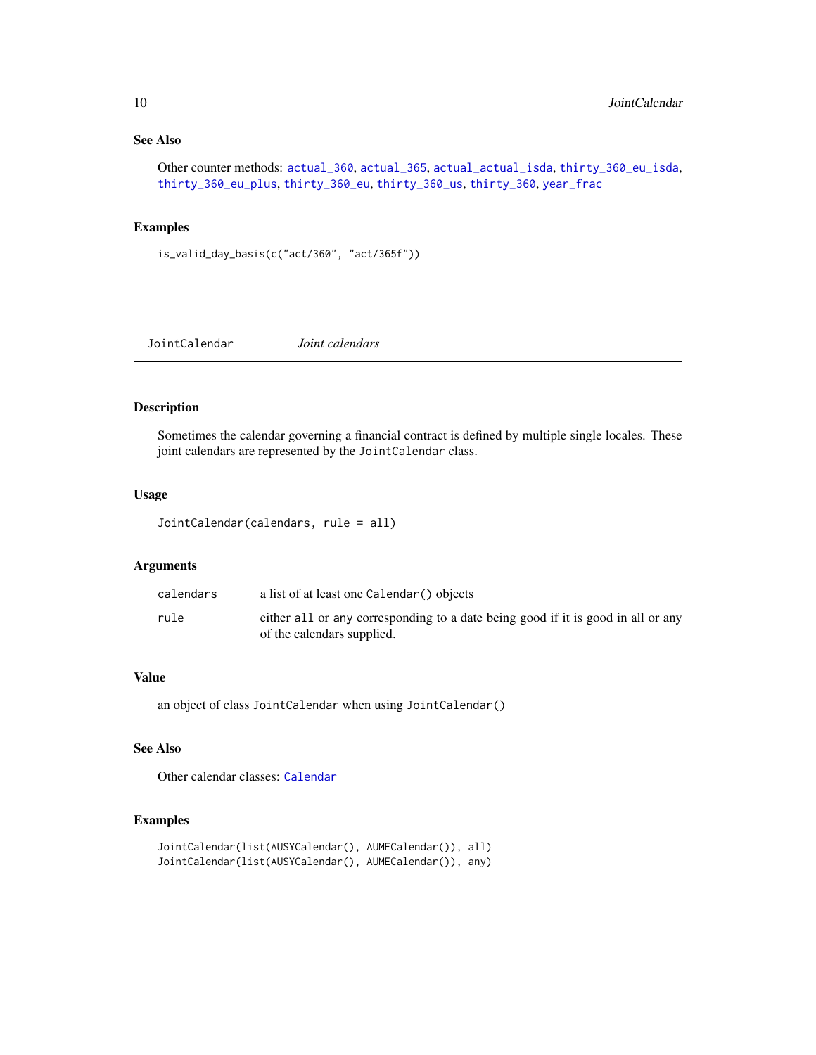### See Also

Other counter methods: actual_360, actual_365, actual_actual_isda, thirty_360_eu_isda, thirty_360_eu_plus, thirty_360_eu, thirty_360_us, thirty_360, year_frac

### Examples

```
is_valid_day_basis(c("act/360", "act/365f"))
```

---

## JointCalendar *Joint calendars*

---

### Description

Sometimes the calendar governing a financial contract is defined by multiple single locales. These joint calendars are represented by the `JointCalendar` class.

### Usage

```
JointCalendar(calendars, rule = all)
```

### Arguments

| | |
|---|---|
| calendars | a list of at least one `Calendar()` objects |
| rule | either `all` or `any` corresponding to a date being good if it is good in all or any of the calendars supplied. |

### Value

an object of class `JointCalendar` when using `JointCalendar()`

### See Also

Other calendar classes: Calendar

### Examples

```
JointCalendar(list(AUSYCalendar(), AUMECalendar()), all)
JointCalendar(list(AUSYCalendar(), AUMECalendar()), any)
```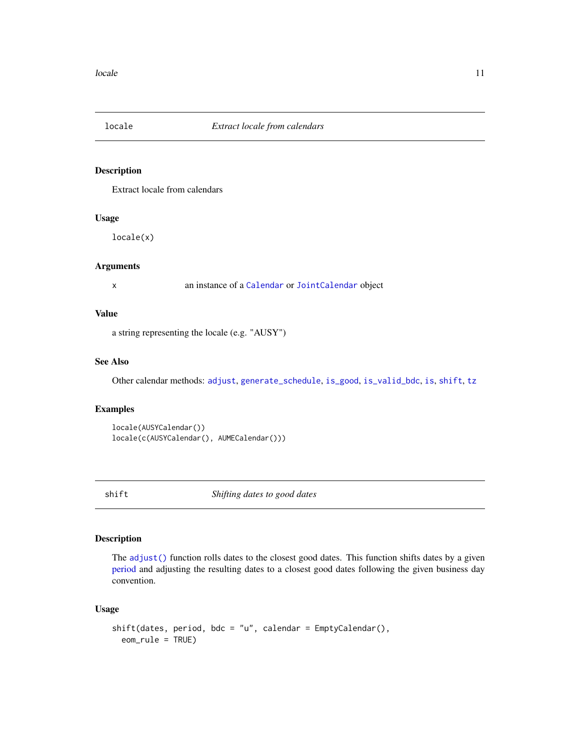## locale — *Extract locale from calendars*

### Description

Extract locale from calendars

### Usage

```
locale(x)
```

### Arguments

| | |
|---|---|
| x | an instance of a Calendar or JointCalendar object |

### Value

a string representing the locale (e.g. "AUSY")

### See Also

Other calendar methods: adjust, generate_schedule, is_good, is_valid_bdc, is, shift, tz

### Examples

```
locale(AUSYCalendar())
locale(c(AUSYCalendar(), AUMECalendar()))
```

## shift — *Shifting dates to good dates*

### Description

The adjust() function rolls dates to the closest good dates. This function shifts dates by a given period and adjusting the resulting dates to a closest good dates following the given business day convention.

### Usage

```
shift(dates, period, bdc = "u", calendar = EmptyCalendar(),
  eom_rule = TRUE)
```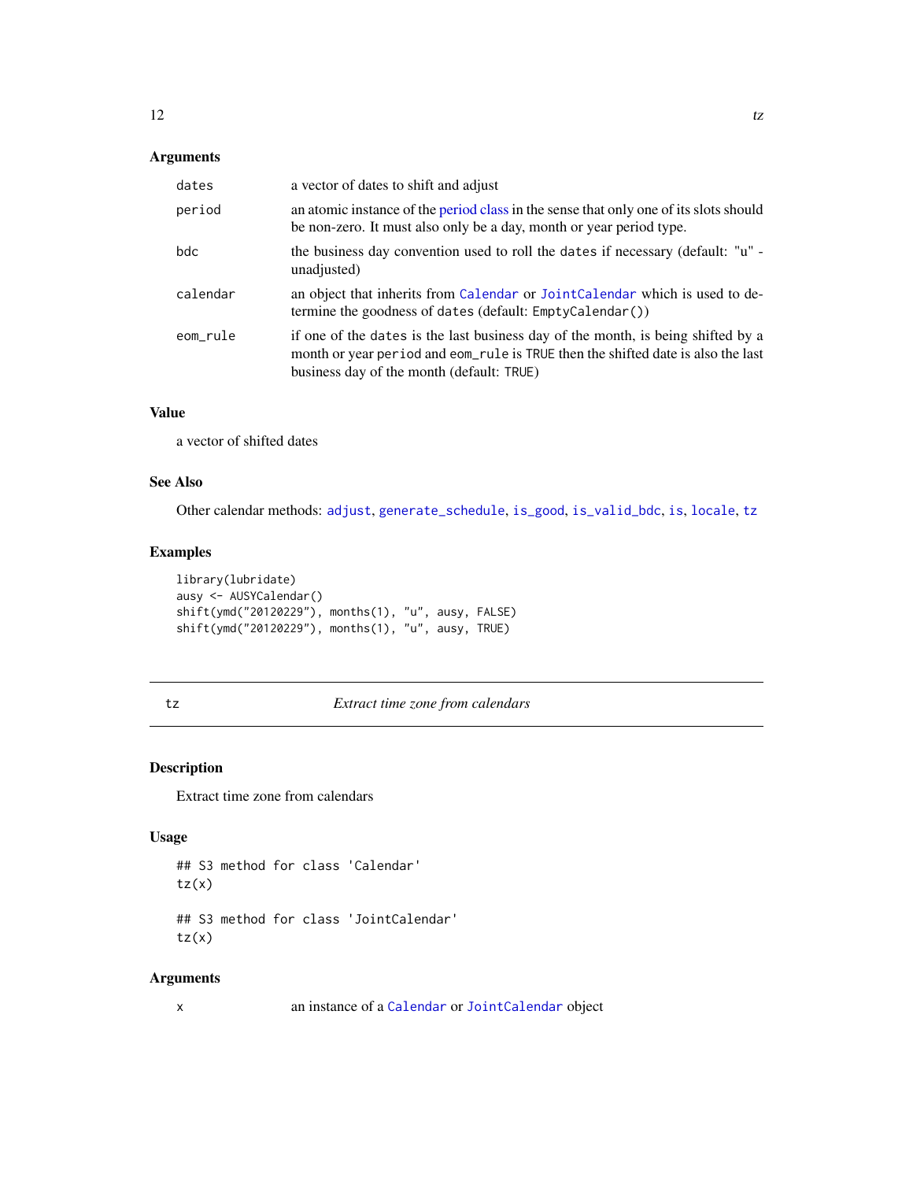### Arguments

| | |
|---|---|
| `dates` | a vector of dates to shift and adjust |
| `period` | an atomic instance of the period class in the sense that only one of its slots should be non-zero. It must also only be a day, month or year period type. |
| `bdc` | the business day convention used to roll the `dates` if necessary (default: "u" - unadjusted) |
| `calendar` | an object that inherits from `Calendar` or `JointCalendar` which is used to determine the goodness of `dates` (default: `EmptyCalendar()`) |
| `eom_rule` | if one of the `dates` is the last business day of the month, is being shifted by a month or year `period` and `eom_rule` is `TRUE` then the shifted date is also the last business day of the month (default: `TRUE`) |

### Value

a vector of shifted dates

### See Also

Other calendar methods: `adjust`, `generate_schedule`, `is_good`, `is_valid_bdc`, `is`, `locale`, `tz`

### Examples

```
library(lubridate)
ausy <- AUSYCalendar()
shift(ymd("20120229"), months(1), "u", ausy, FALSE)
shift(ymd("20120229"), months(1), "u", ausy, TRUE)
```

---

## tz — *Extract time zone from calendars*

### Description

Extract time zone from calendars

### Usage

```
## S3 method for class 'Calendar'
tz(x)

## S3 method for class 'JointCalendar'
tz(x)
```

### Arguments

| | |
|---|---|
| `x` | an instance of a `Calendar` or `JointCalendar` object |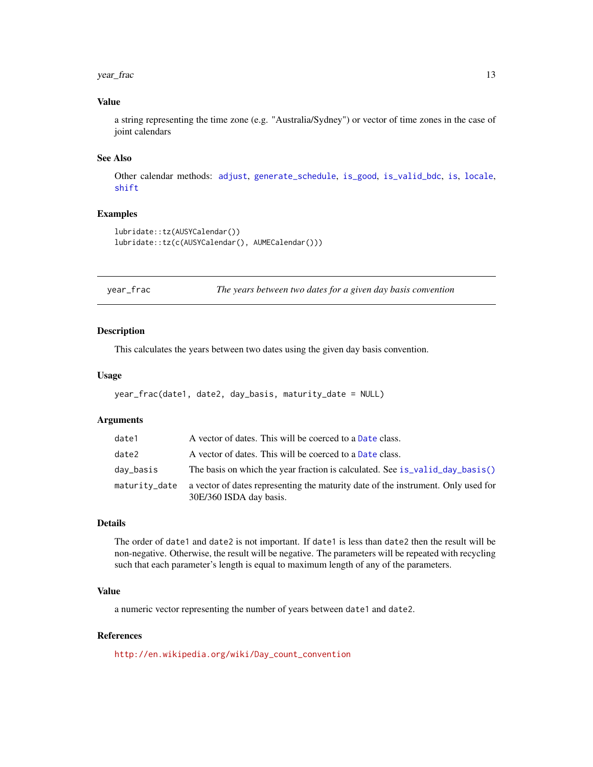### Value

a string representing the time zone (e.g. "Australia/Sydney") or vector of time zones in the case of joint calendars

### See Also

Other calendar methods: adjust, generate_schedule, is_good, is_valid_bdc, is, locale, shift

### Examples

```
lubridate::tz(AUSYCalendar())
lubridate::tz(c(AUSYCalendar(), AUMECalendar()))
```

---

## year_frac — *The years between two dates for a given day basis convention*

---

### Description

This calculates the years between two dates using the given day basis convention.

### Usage

```
year_frac(date1, date2, day_basis, maturity_date = NULL)
```

### Arguments

| | |
|---|---|
| date1 | A vector of dates. This will be coerced to a Date class. |
| date2 | A vector of dates. This will be coerced to a Date class. |
| day_basis | The basis on which the year fraction is calculated. See is_valid_day_basis() |
| maturity_date | a vector of dates representing the maturity date of the instrument. Only used for 30E/360 ISDA day basis. |

### Details

The order of date1 and date2 is not important. If date1 is less than date2 then the result will be non-negative. Otherwise, the result will be negative. The parameters will be repeated with recycling such that each parameter's length is equal to maximum length of any of the parameters.

### Value

a numeric vector representing the number of years between date1 and date2.

### References

http://en.wikipedia.org/wiki/Day_count_convention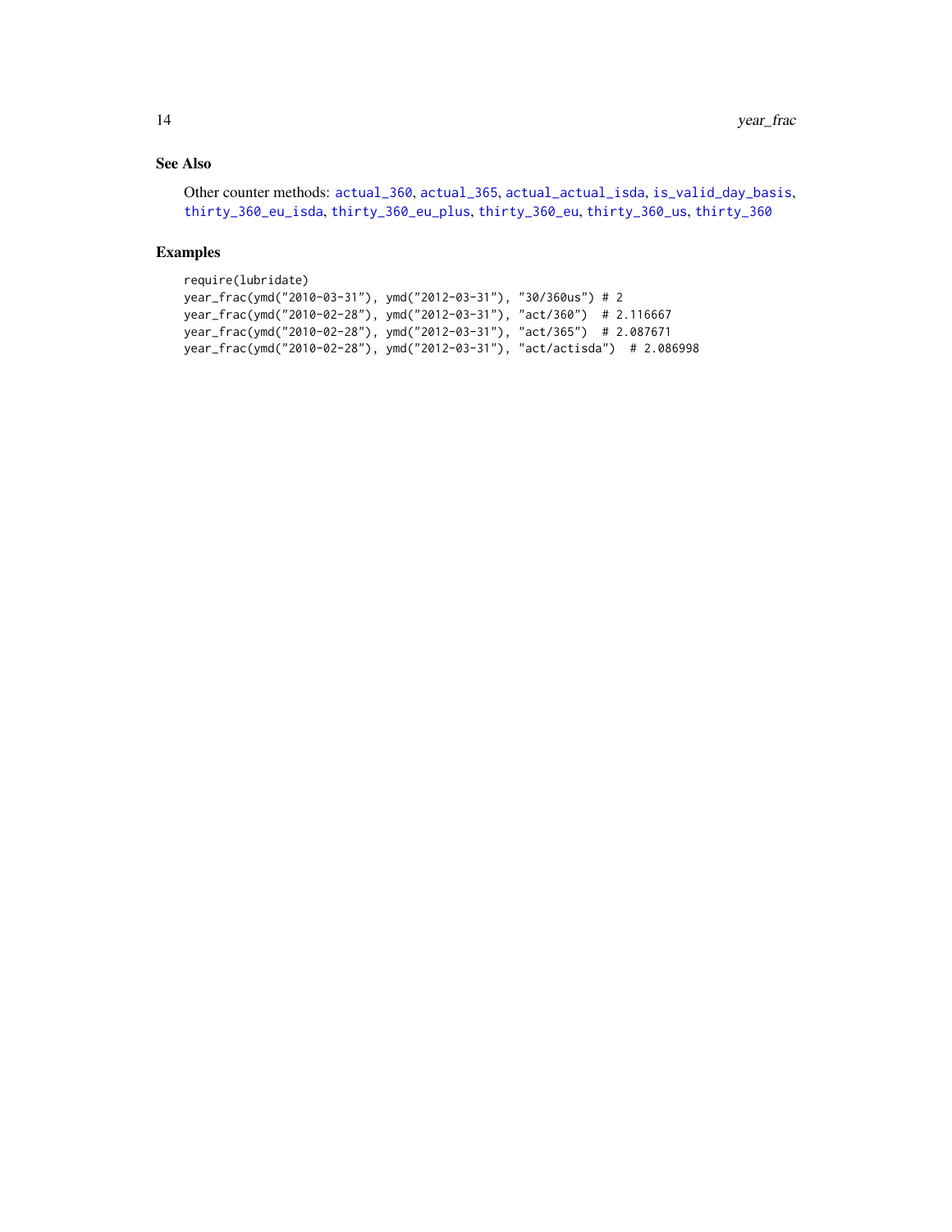### See Also

Other counter methods: actual_360, actual_365, actual_actual_isda, is_valid_day_basis, thirty_360_eu_isda, thirty_360_eu_plus, thirty_360_eu, thirty_360_us, thirty_360

### Examples

```
require(lubridate)
year_frac(ymd("2010-03-31"), ymd("2012-03-31"), "30/360us") # 2
year_frac(ymd("2010-02-28"), ymd("2012-03-31"), "act/360")  # 2.116667
year_frac(ymd("2010-02-28"), ymd("2012-03-31"), "act/365")  # 2.087671
year_frac(ymd("2010-02-28"), ymd("2012-03-31"), "act/actisda")  # 2.086998
```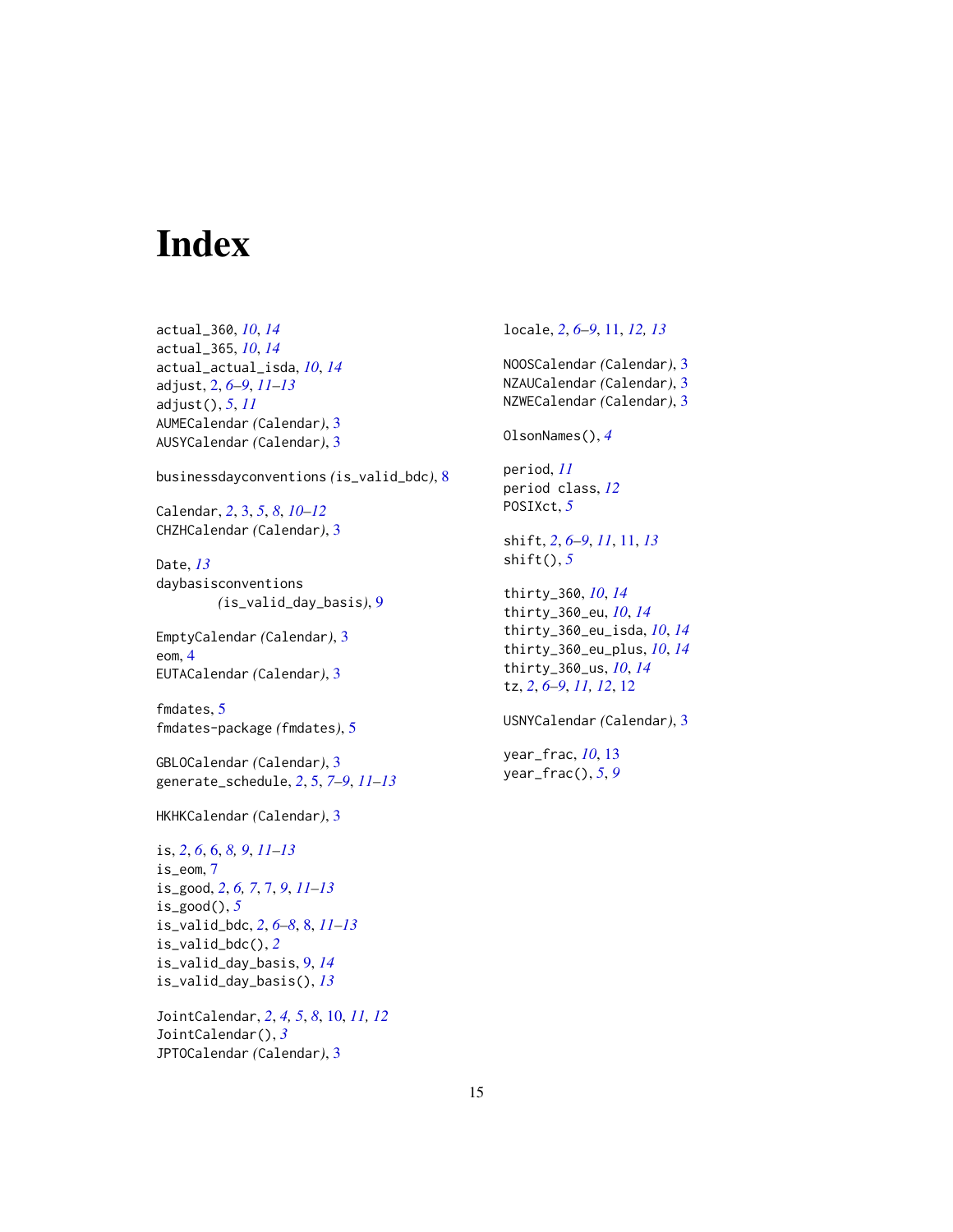# Index

actual_360, *10*, *14*
actual_365, *10*, *14*
actual_actual_isda, *10*, *14*
adjust, 2, *6–9*, *11–13*
adjust(), *5*, *11*
AUMECalendar *(Calendar)*, 3
AUSYCalendar *(Calendar)*, 3

businessdayconventions *(is_valid_bdc)*, 8

Calendar, *2*, 3, *5*, *8*, *10–12*
CHZHCalendar *(Calendar)*, 3

Date, *13*
daybasisconventions
*(is_valid_day_basis)*, 9

EmptyCalendar *(Calendar)*, 3
eom, 4
EUTACalendar *(Calendar)*, 3

fmdates, 5
fmdates-package *(fmdates)*, 5

GBLOCalendar *(Calendar)*, 3
generate_schedule, *2*, 5, *7–9*, *11–13*

HKHKCalendar *(Calendar)*, 3

is, *2*, *6*, 6, *8, 9*, *11–13*
is_eom, 7
is_good, *2*, *6, 7*, 7, *9*, *11–13*
is_good(), *5*
is_valid_bdc, *2*, *6–8*, 8, *11–13*
is_valid_bdc(), *2*
is_valid_day_basis, 9, *14*
is_valid_day_basis(), *13*

JointCalendar, *2*, *4, 5*, *8*, 10, *11, 12*
JointCalendar(), *3*
JPTOCalendar *(Calendar)*, 3

locale, *2*, *6–9*, 11, *12, 13*

NOOSCalendar *(Calendar)*, 3
NZAUCalendar *(Calendar)*, 3
NZWECalendar *(Calendar)*, 3

OlsonNames(), *4*

period, *11*
period class, *12*
POSIXct, *5*

shift, *2*, *6–9*, *11*, 11, *13*
shift(), *5*

thirty_360, *10*, *14*
thirty_360_eu, *10*, *14*
thirty_360_eu_isda, *10*, *14*
thirty_360_eu_plus, *10*, *14*
thirty_360_us, *10*, *14*
tz, *2*, *6–9*, *11, 12*, 12

USNYCalendar *(Calendar)*, 3

year_frac, *10*, 13
year_frac(), *5*, *9*